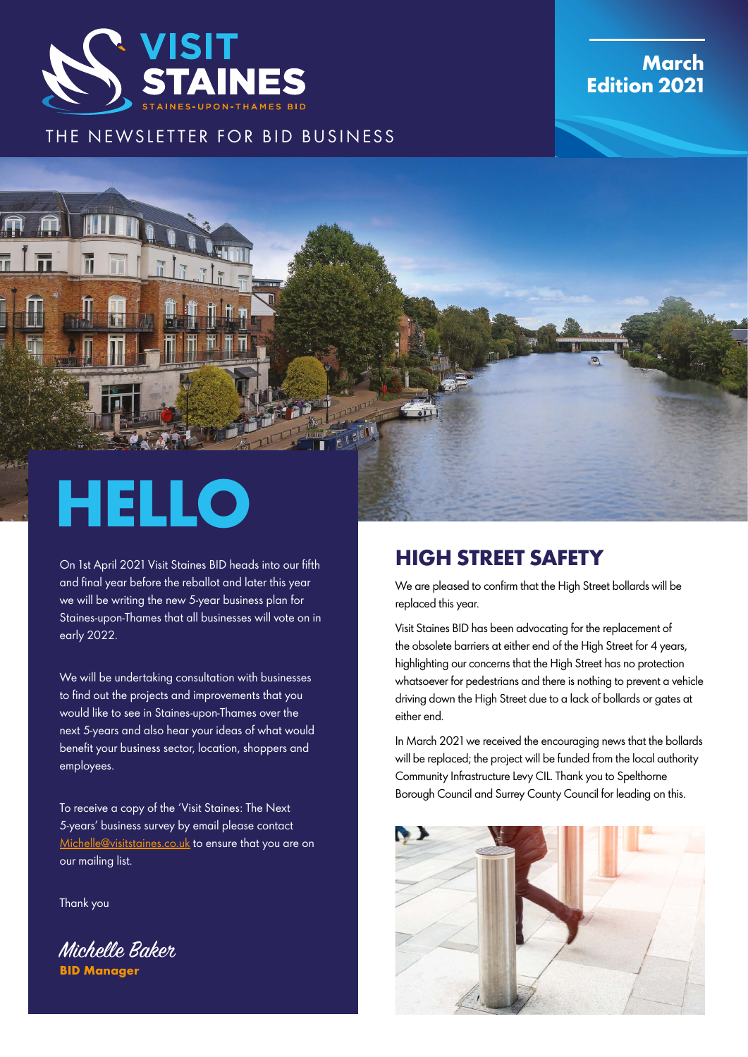# VISIT STAINES

STAINES-UPON-THAMES BID

THE NEWSLETTER FOR BID BUSINESS

**March Edition 2021**

# HELLO

On 1st April 2021 Visit Staines BID heads into our fifth and final year before the reballot and later this year we will be writing the new 5-year business plan for Staines-upon-Thames that all businesses will vote on in early 2022.

We will be undertaking consultation with businesses to find out the projects and improvements that you would like to see in Staines-upon-Thames over the next 5-years and also hear your ideas of what would benefit your business sector, location, shoppers and employees.

To receive a copy of the 'Visit Staines: The Next 5-years' business survey by email please contact Michelle@visitstaines.co.uk to ensure that you are on our mailing list.

Thank you

*Michelle Baker*
**BID Manager**

## HIGH STREET SAFETY

We are pleased to confirm that the High Street bollards will be replaced this year.

Visit Staines BID has been advocating for the replacement of the obsolete barriers at either end of the High Street for 4 years, highlighting our concerns that the High Street has no protection whatsoever for pedestrians and there is nothing to prevent a vehicle driving down the High Street due to a lack of bollards or gates at either end.

In March 2021 we received the encouraging news that the bollards will be replaced; the project will be funded from the local authority Community Infrastructure Levy CIL. Thank you to Spelthorne Borough Council and Surrey County Council for leading on this.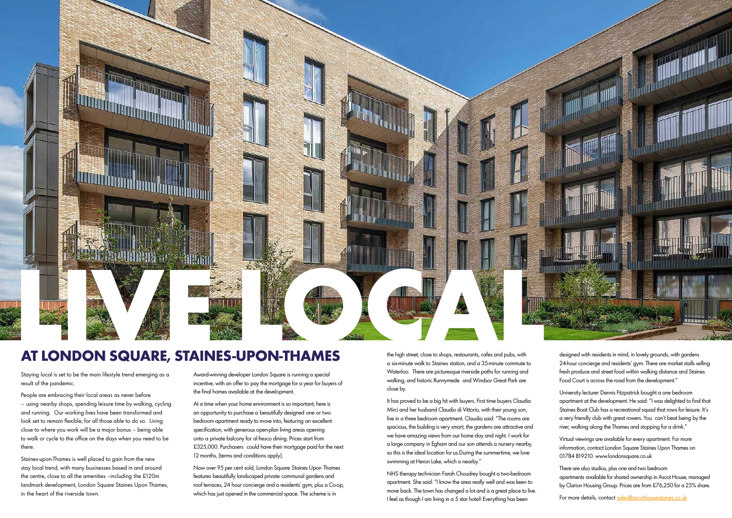# LIVE LOCAL

## AT LONDON SQUARE, STAINES-UPON-THAMES

Staying local is set to be the main lifestyle trend emerging as a result of the pandemic.

People are embracing their local areas as never before – using nearby shops, spending leisure time by walking, cycling and running. Our working lives have been transformed and look set to remain flexible, for all those able to do so. Living close to where you work will be a major bonus – being able to walk or cycle to the office on the days when you need to be there.

Staines-upon-Thames is well placed to gain from the new stay local trend, with many businesses based in and around the centre, close to all the amenities –including the £120m landmark development, London Square Staines Upon Thames, in the heart of the riverside town.

Award-winning developer London Square is running a special incentive, with an offer to pay the mortgage for a year for buyers of the final homes available at the development.

At a time when your home environment is so important, here is an opportunity to purchase a beautifully designed one or two bedroom apartment ready to move into, featuring an excellent specification, with generous open-plan living areas opening onto a private balcony for al fresco dining. Prices start from £325,000. Purchasers could have their mortgage paid for the next 12 months, (terms and conditions apply).

Now over 95 per cent sold, London Square Staines Upon Thames features beautifully landscaped private communal gardens and roof terraces, 24 hour concierge and a residents' gym, plus a Co-op, which has just opened in the commercial space. The scheme is in the high street, close to shops, restaurants, cafes and pubs, with a six-minute walk to Staines station, and a 35-minute commute to Waterloo. There are picturesque riverside paths for running and walking, and historic Runnymede and Windsor Great Park are close by.

It has proved to be a big hit with buyers. First time buyers Claudia Mirci and her husband Claudio di Vittorio, with their young son, live in a three bedroom apartment. Claudia said: "The rooms are spacious, the building is very smart, the gardens are attractive and we have amazing views from our home day and night. I work for a large company in Egham and our son attends a nursery nearby, so this is the ideal location for us.During the summertime, we love swimming at Heron Lake, which is nearby."

NHS therapy technician Farah Choudrey bought a two-bedroom apartment. She said: "I know the area really well and was keen to move back. The town has changed a lot and is a great place to live. I feel as though I am living in a 5 star hotel! Everything has been designed with residents in mind, in lovely grounds, with gardens 24-hour concierge and residents' gym. There are market stalls selling fresh produce and street food within walking distance and Staines Food Court is across the road from the development."

University lecturer Dennis Fitzpatrick bought a one bedroom apartment at the development. He said: "I was delighted to find that Staines Boat Club has a recreational squad that rows for leisure. It's a very friendly club with great rowers. You can't beat being by the river, walking along the Thames and stopping for a drink."

Virtual viewings are available for every apartment. For more information, contact London Square Staines Upon Thames on 01784 819210. www.londonsquare.co.uk

There are also studios, plus one and two bedroom apartments available for shared ownership in Ascot House, managed by Clarion Housing Group. Prices are from £76,250 for a 25% share.

For more details, contact sales@ascothousestaines.co.uk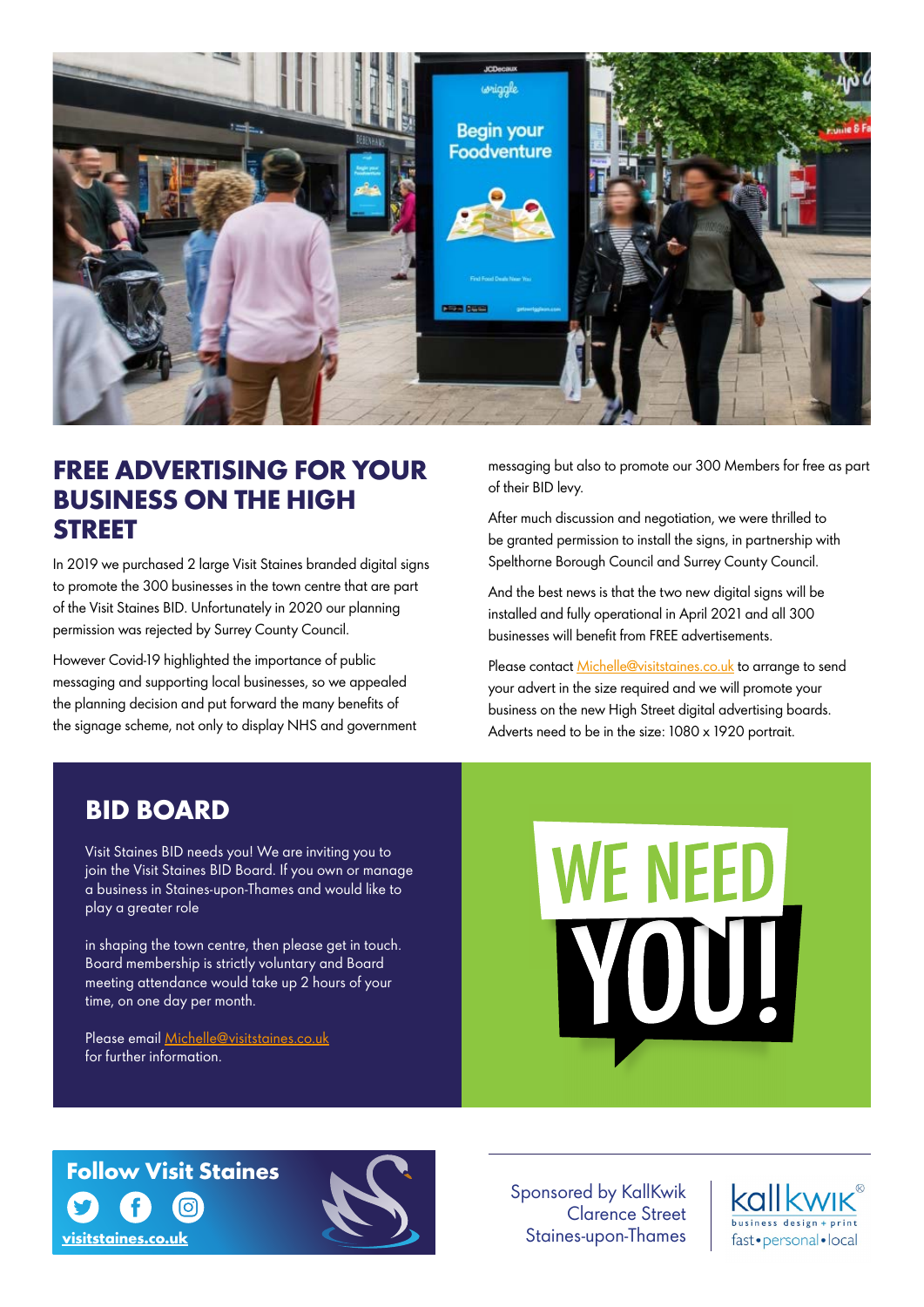## FREE ADVERTISING FOR YOUR BUSINESS ON THE HIGH STREET

In 2019 we purchased 2 large Visit Staines branded digital signs to promote the 300 businesses in the town centre that are part of the Visit Staines BID. Unfortunately in 2020 our planning permission was rejected by Surrey County Council.

However Covid-19 highlighted the importance of public messaging and supporting local businesses, so we appealed the planning decision and put forward the many benefits of the signage scheme, not only to display NHS and government messaging but also to promote our 300 Members for free as part of their BID levy.

After much discussion and negotiation, we were thrilled to be granted permission to install the signs, in partnership with Spelthorne Borough Council and Surrey County Council.

And the best news is that the two new digital signs will be installed and fully operational in April 2021 and all 300 businesses will benefit from FREE advertisements.

Please contact Michelle@visitstaines.co.uk to arrange to send your advert in the size required and we will promote your business on the new High Street digital advertising boards. Adverts need to be in the size: 1080 x 1920 portrait.

## BID BOARD

Visit Staines BID needs you! We are inviting you to join the Visit Staines BID Board. If you own or manage a business in Staines-upon-Thames and would like to play a greater role

in shaping the town centre, then please get in touch. Board membership is strictly voluntary and Board meeting attendance would take up 2 hours of your time, on one day per month.

Please email Michelle@visitstaines.co.uk for further information.

WE NEED YOU!

**Follow Visit Staines**

**visitstaines.co.uk**

Sponsored by KallKwik
Clarence Street
Staines-upon-Thames

kallkwik business design + print fast • personal • local